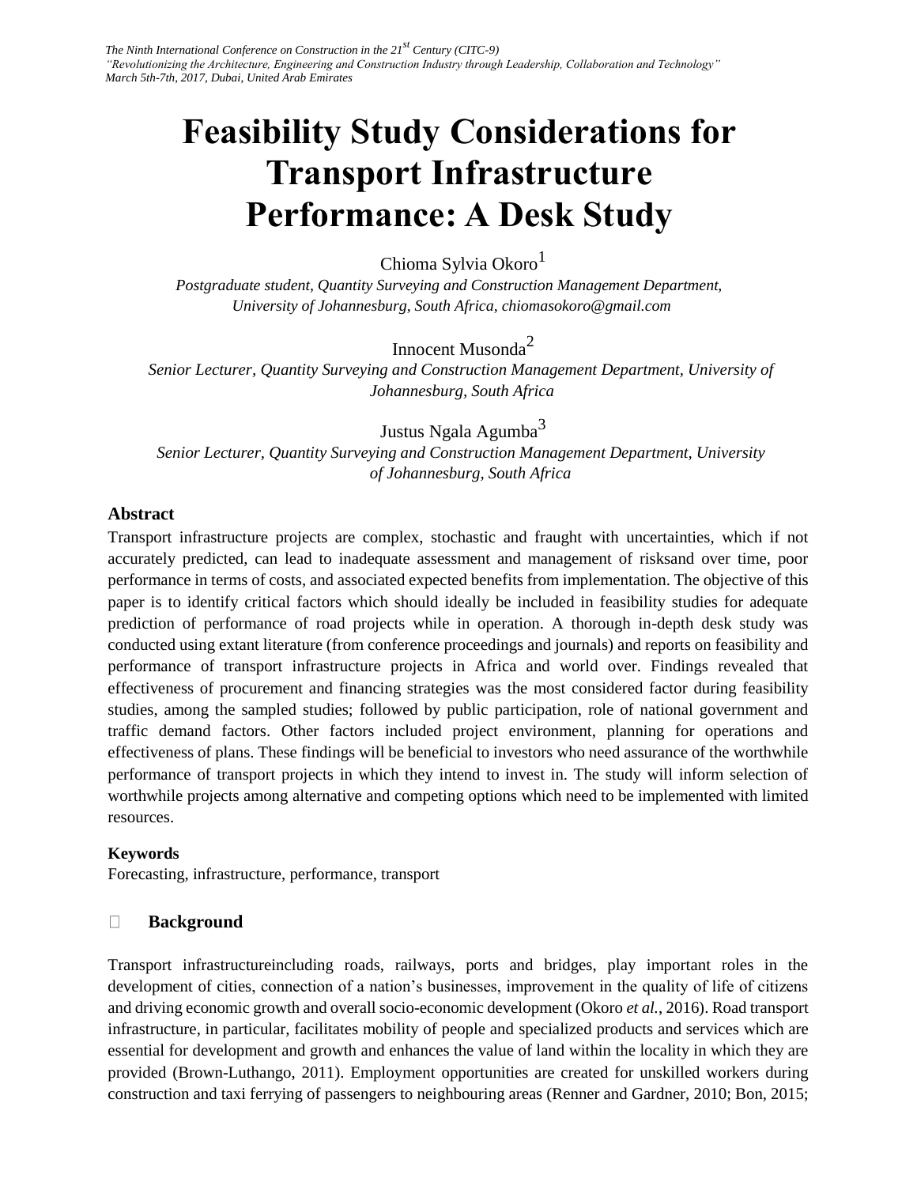# Feasibility Study Considerations for Transport Infrastructure Performance: A Desk Study

Chioma Sylvia Okoro[1]

*Postgraduate student, Quantity Surveying and Construction Management Department, University of Johannesburg, South Africa, chiomasokoro@gmail.com*

Innocent Musonda[2]

*Senior Lecturer, Quantity Surveying and Construction Management Department, University of Johannesburg, South Africa*

Justus Ngala Agumba[3]

*Senior Lecturer, Quantity Surveying and Construction Management Department, University of Johannesburg, South Africa*

## Abstract

Transport infrastructure projects are complex, stochastic and fraught with uncertainties, which if not accurately predicted, can lead to inadequate assessment and management of risksand over time, poor performance in terms of costs, and associated expected benefits from implementation. The objective of this paper is to identify critical factors which should ideally be included in feasibility studies for adequate prediction of performance of road projects while in operation. A thorough in-depth desk study was conducted using extant literature (from conference proceedings and journals) and reports on feasibility and performance of transport infrastructure projects in Africa and world over. Findings revealed that effectiveness of procurement and financing strategies was the most considered factor during feasibility studies, among the sampled studies; followed by public participation, role of national government and traffic demand factors. Other factors included project environment, planning for operations and effectiveness of plans. These findings will be beneficial to investors who need assurance of the worthwhile performance of transport projects in which they intend to invest in. The study will inform selection of worthwhile projects among alternative and competing options which need to be implemented with limited resources.

### Keywords

Forecasting, infrastructure, performance, transport

## Background

Transport infrastructureincluding roads, railways, ports and bridges, play important roles in the development of cities, connection of a nation's businesses, improvement in the quality of life of citizens and driving economic growth and overall socio-economic development (Okoro *et al.*, 2016). Road transport infrastructure, in particular, facilitates mobility of people and specialized products and services which are essential for development and growth and enhances the value of land within the locality in which they are provided (Brown-Luthango, 2011). Employment opportunities are created for unskilled workers during construction and taxi ferrying of passengers to neighbouring areas (Renner and Gardner, 2010; Bon, 2015;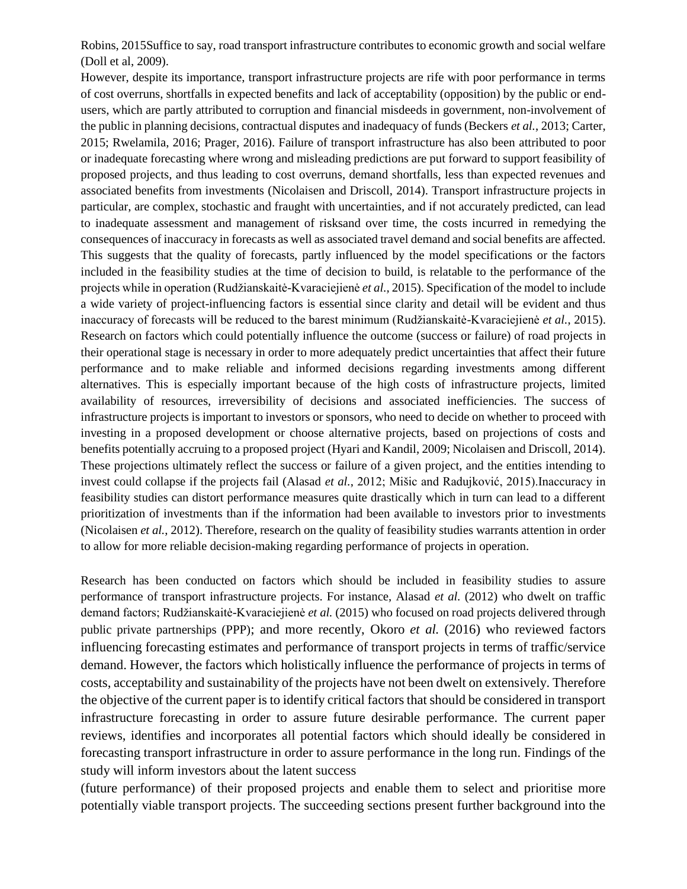Robins, 2015Suffice to say, road transport infrastructure contributes to economic growth and social welfare (Doll et al, 2009).

However, despite its importance, transport infrastructure projects are rife with poor performance in terms of cost overruns, shortfalls in expected benefits and lack of acceptability (opposition) by the public or end-users, which are partly attributed to corruption and financial misdeeds in government, non-involvement of the public in planning decisions, contractual disputes and inadequacy of funds (Beckers *et al.*, 2013; Carter, 2015; Rwelamila, 2016; Prager, 2016). Failure of transport infrastructure has also been attributed to poor or inadequate forecasting where wrong and misleading predictions are put forward to support feasibility of proposed projects, and thus leading to cost overruns, demand shortfalls, less than expected revenues and associated benefits from investments (Nicolaisen and Driscoll, 2014). Transport infrastructure projects in particular, are complex, stochastic and fraught with uncertainties, and if not accurately predicted, can lead to inadequate assessment and management of risksand over time, the costs incurred in remedying the consequences of inaccuracy in forecasts as well as associated travel demand and social benefits are affected. This suggests that the quality of forecasts, partly influenced by the model specifications or the factors included in the feasibility studies at the time of decision to build, is relatable to the performance of the projects while in operation (Rudžianskaitė-Kvaraciejienė *et al.,* 2015). Specification of the model to include a wide variety of project-influencing factors is essential since clarity and detail will be evident and thus inaccuracy of forecasts will be reduced to the barest minimum (Rudžianskaitė-Kvaraciejienė *et al.*, 2015). Research on factors which could potentially influence the outcome (success or failure) of road projects in their operational stage is necessary in order to more adequately predict uncertainties that affect their future performance and to make reliable and informed decisions regarding investments among different alternatives. This is especially important because of the high costs of infrastructure projects, limited availability of resources, irreversibility of decisions and associated inefficiencies. The success of infrastructure projects is important to investors or sponsors, who need to decide on whether to proceed with investing in a proposed development or choose alternative projects, based on projections of costs and benefits potentially accruing to a proposed project (Hyari and Kandil, 2009; Nicolaisen and Driscoll, 2014). These projections ultimately reflect the success or failure of a given project, and the entities intending to invest could collapse if the projects fail (Alasad *et al.*, 2012; Mišic and Radujković, 2015).Inaccuracy in feasibility studies can distort performance measures quite drastically which in turn can lead to a different prioritization of investments than if the information had been available to investors prior to investments (Nicolaisen *et al.,* 2012). Therefore, research on the quality of feasibility studies warrants attention in order to allow for more reliable decision-making regarding performance of projects in operation.

Research has been conducted on factors which should be included in feasibility studies to assure performance of transport infrastructure projects. For instance, Alasad *et al.* (2012) who dwelt on traffic demand factors; Rudžianskaitė-Kvaraciejienė *et al.* (2015) who focused on road projects delivered through public private partnerships (PPP); and more recently, Okoro *et al.* (2016) who reviewed factors influencing forecasting estimates and performance of transport projects in terms of traffic/service demand. However, the factors which holistically influence the performance of projects in terms of costs, acceptability and sustainability of the projects have not been dwelt on extensively. Therefore the objective of the current paper is to identify critical factors that should be considered in transport infrastructure forecasting in order to assure future desirable performance. The current paper reviews, identifies and incorporates all potential factors which should ideally be considered in forecasting transport infrastructure in order to assure performance in the long run. Findings of the study will inform investors about the latent success

(future performance) of their proposed projects and enable them to select and prioritise more potentially viable transport projects. The succeeding sections present further background into the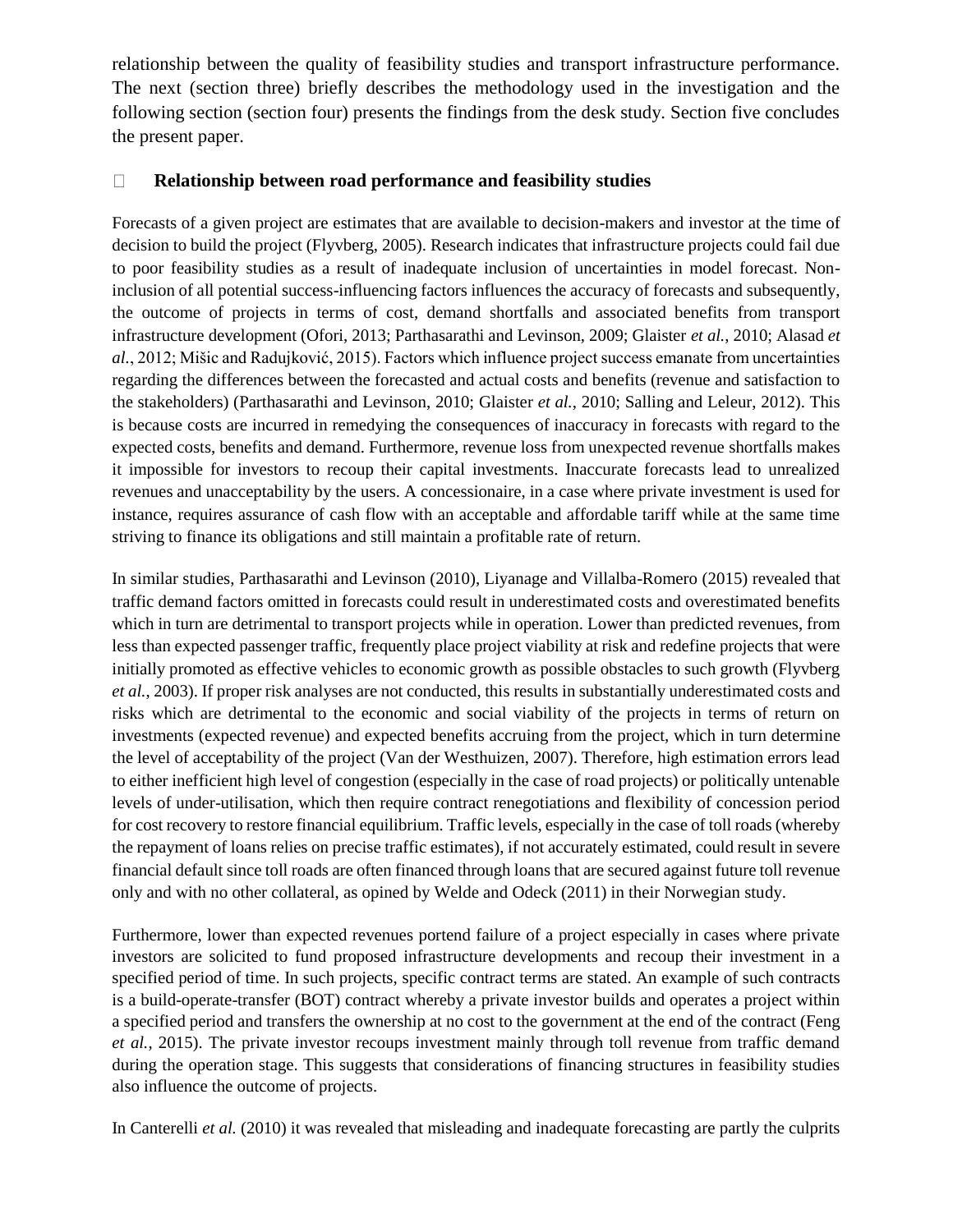relationship between the quality of feasibility studies and transport infrastructure performance. The next (section three) briefly describes the methodology used in the investigation and the following section (section four) presents the findings from the desk study. Section five concludes the present paper.

## Relationship between road performance and feasibility studies

Forecasts of a given project are estimates that are available to decision-makers and investor at the time of decision to build the project (Flyvberg, 2005). Research indicates that infrastructure projects could fail due to poor feasibility studies as a result of inadequate inclusion of uncertainties in model forecast. Non-inclusion of all potential success-influencing factors influences the accuracy of forecasts and subsequently, the outcome of projects in terms of cost, demand shortfalls and associated benefits from transport infrastructure development (Ofori, 2013; Parthasarathi and Levinson, 2009; Glaister *et al.*, 2010; Alasad *et al.*, 2012; Mišic and Radujković, 2015). Factors which influence project success emanate from uncertainties regarding the differences between the forecasted and actual costs and benefits (revenue and satisfaction to the stakeholders) (Parthasarathi and Levinson, 2010; Glaister *et al.*, 2010; Salling and Leleur, 2012). This is because costs are incurred in remedying the consequences of inaccuracy in forecasts with regard to the expected costs, benefits and demand. Furthermore, revenue loss from unexpected revenue shortfalls makes it impossible for investors to recoup their capital investments. Inaccurate forecasts lead to unrealized revenues and unacceptability by the users. A concessionaire, in a case where private investment is used for instance, requires assurance of cash flow with an acceptable and affordable tariff while at the same time striving to finance its obligations and still maintain a profitable rate of return.

In similar studies, Parthasarathi and Levinson (2010), Liyanage and Villalba-Romero (2015) revealed that traffic demand factors omitted in forecasts could result in underestimated costs and overestimated benefits which in turn are detrimental to transport projects while in operation. Lower than predicted revenues, from less than expected passenger traffic, frequently place project viability at risk and redefine projects that were initially promoted as effective vehicles to economic growth as possible obstacles to such growth (Flyvberg *et al.*, 2003). If proper risk analyses are not conducted, this results in substantially underestimated costs and risks which are detrimental to the economic and social viability of the projects in terms of return on investments (expected revenue) and expected benefits accruing from the project, which in turn determine the level of acceptability of the project (Van der Westhuizen, 2007). Therefore, high estimation errors lead to either inefficient high level of congestion (especially in the case of road projects) or politically untenable levels of under-utilisation, which then require contract renegotiations and flexibility of concession period for cost recovery to restore financial equilibrium. Traffic levels, especially in the case of toll roads (whereby the repayment of loans relies on precise traffic estimates), if not accurately estimated, could result in severe financial default since toll roads are often financed through loans that are secured against future toll revenue only and with no other collateral, as opined by Welde and Odeck (2011) in their Norwegian study.

Furthermore, lower than expected revenues portend failure of a project especially in cases where private investors are solicited to fund proposed infrastructure developments and recoup their investment in a specified period of time. In such projects, specific contract terms are stated. An example of such contracts is a build-operate-transfer (BOT) contract whereby a private investor builds and operates a project within a specified period and transfers the ownership at no cost to the government at the end of the contract (Feng *et al.*, 2015). The private investor recoups investment mainly through toll revenue from traffic demand during the operation stage. This suggests that considerations of financing structures in feasibility studies also influence the outcome of projects.

In Canterelli *et al.* (2010) it was revealed that misleading and inadequate forecasting are partly the culprits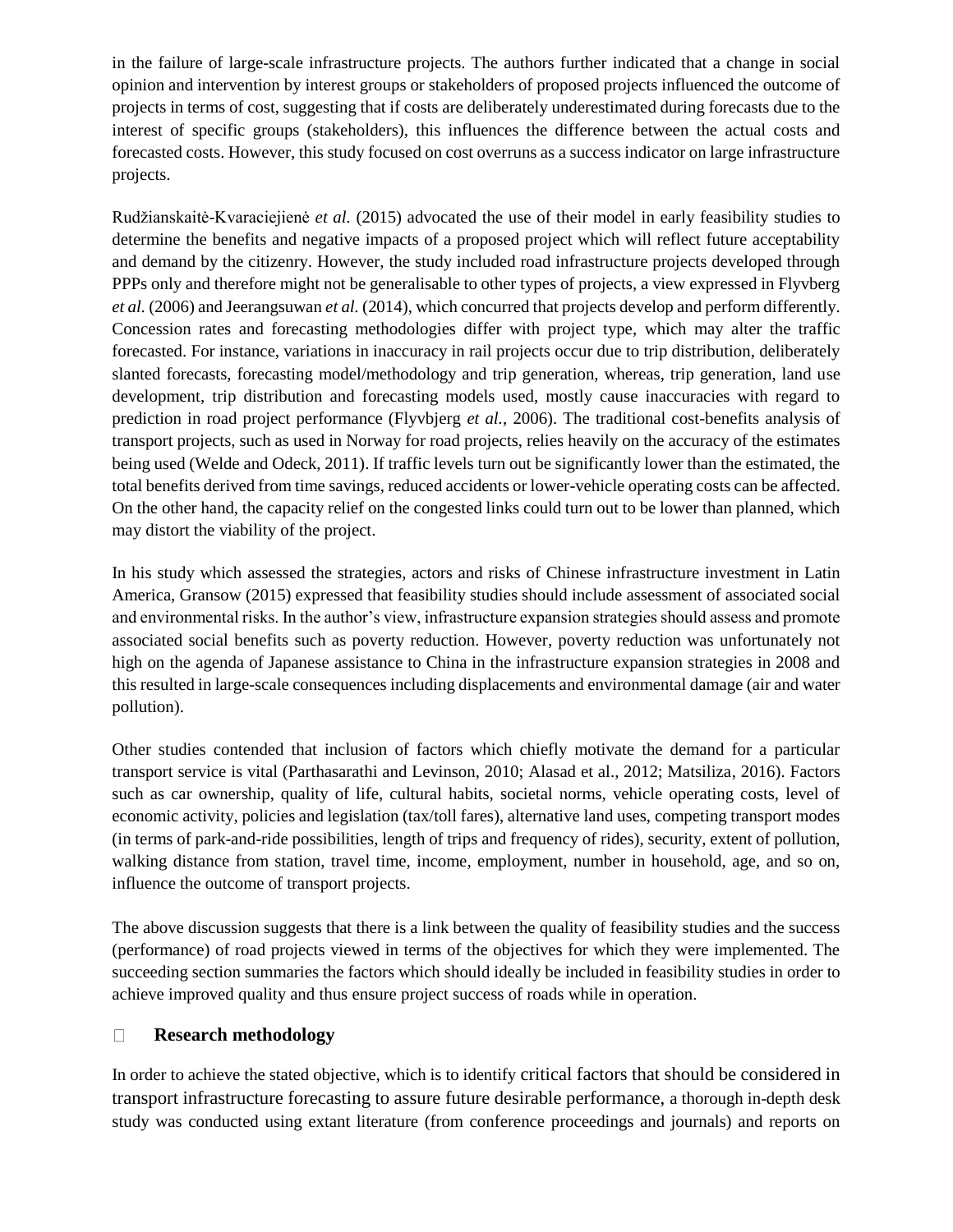in the failure of large-scale infrastructure projects. The authors further indicated that a change in social opinion and intervention by interest groups or stakeholders of proposed projects influenced the outcome of projects in terms of cost, suggesting that if costs are deliberately underestimated during forecasts due to the interest of specific groups (stakeholders), this influences the difference between the actual costs and forecasted costs. However, this study focused on cost overruns as a success indicator on large infrastructure projects.

Rudžianskaitė-Kvaraciejienė *et al.* (2015) advocated the use of their model in early feasibility studies to determine the benefits and negative impacts of a proposed project which will reflect future acceptability and demand by the citizenry. However, the study included road infrastructure projects developed through PPPs only and therefore might not be generalisable to other types of projects, a view expressed in Flyvberg *et al.* (2006) and Jeerangsuwan *et al.* (2014), which concurred that projects develop and perform differently. Concession rates and forecasting methodologies differ with project type, which may alter the traffic forecasted. For instance, variations in inaccuracy in rail projects occur due to trip distribution, deliberately slanted forecasts, forecasting model/methodology and trip generation, whereas, trip generation, land use development, trip distribution and forecasting models used, mostly cause inaccuracies with regard to prediction in road project performance (Flyvbjerg *et al.*, 2006). The traditional cost-benefits analysis of transport projects, such as used in Norway for road projects, relies heavily on the accuracy of the estimates being used (Welde and Odeck, 2011). If traffic levels turn out be significantly lower than the estimated, the total benefits derived from time savings, reduced accidents or lower-vehicle operating costs can be affected. On the other hand, the capacity relief on the congested links could turn out to be lower than planned, which may distort the viability of the project.

In his study which assessed the strategies, actors and risks of Chinese infrastructure investment in Latin America, Gransow (2015) expressed that feasibility studies should include assessment of associated social and environmental risks. In the author's view, infrastructure expansion strategies should assess and promote associated social benefits such as poverty reduction. However, poverty reduction was unfortunately not high on the agenda of Japanese assistance to China in the infrastructure expansion strategies in 2008 and this resulted in large-scale consequences including displacements and environmental damage (air and water pollution).

Other studies contended that inclusion of factors which chiefly motivate the demand for a particular transport service is vital (Parthasarathi and Levinson, 2010; Alasad et al., 2012; Matsiliza, 2016). Factors such as car ownership, quality of life, cultural habits, societal norms, vehicle operating costs, level of economic activity, policies and legislation (tax/toll fares), alternative land uses, competing transport modes (in terms of park-and-ride possibilities, length of trips and frequency of rides), security, extent of pollution, walking distance from station, travel time, income, employment, number in household, age, and so on, influence the outcome of transport projects.

The above discussion suggests that there is a link between the quality of feasibility studies and the success (performance) of road projects viewed in terms of the objectives for which they were implemented. The succeeding section summaries the factors which should ideally be included in feasibility studies in order to achieve improved quality and thus ensure project success of roads while in operation.

## Research methodology

In order to achieve the stated objective, which is to identify critical factors that should be considered in transport infrastructure forecasting to assure future desirable performance, a thorough in-depth desk study was conducted using extant literature (from conference proceedings and journals) and reports on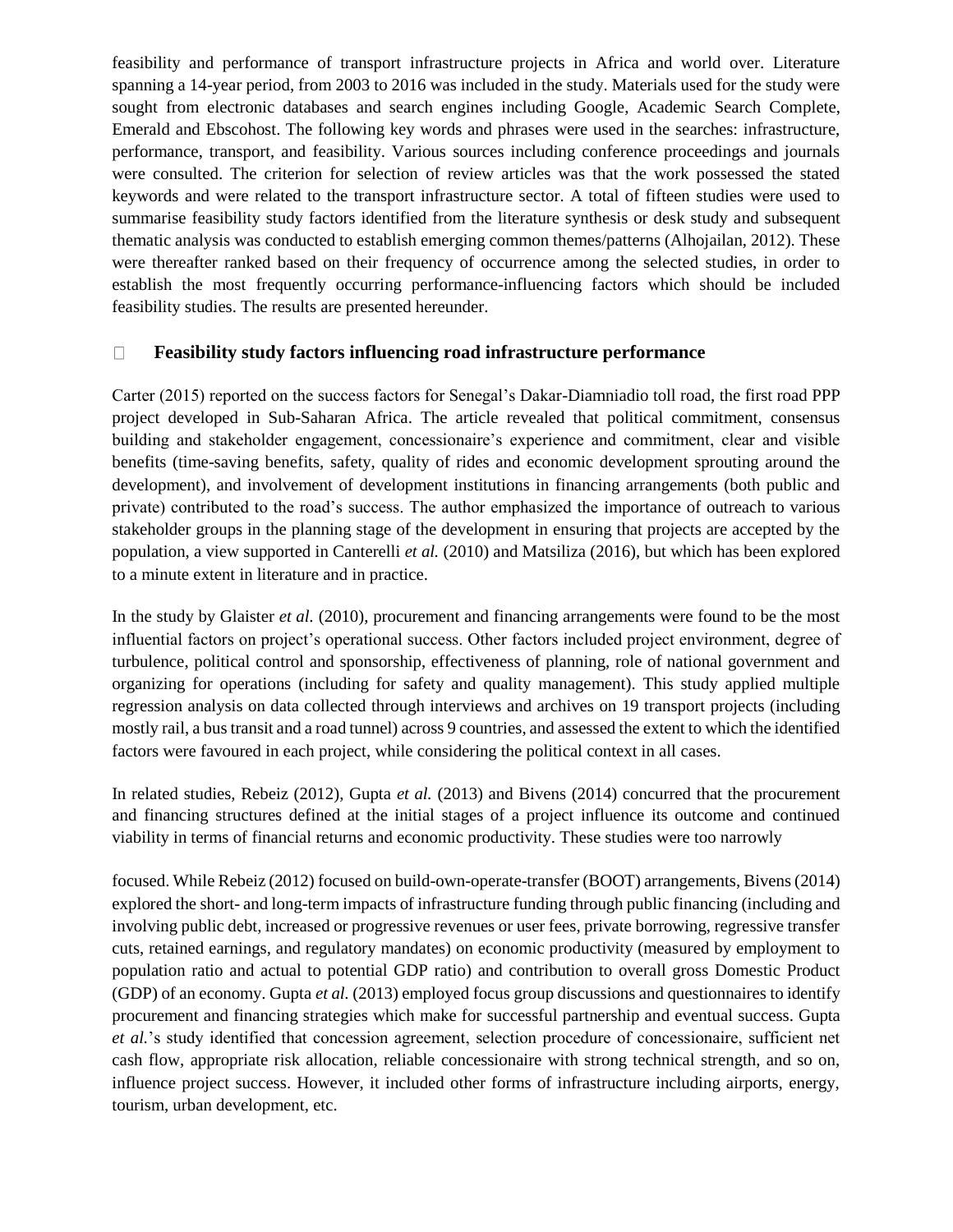feasibility and performance of transport infrastructure projects in Africa and world over. Literature spanning a 14-year period, from 2003 to 2016 was included in the study. Materials used for the study were sought from electronic databases and search engines including Google, Academic Search Complete, Emerald and Ebscohost. The following key words and phrases were used in the searches: infrastructure, performance, transport, and feasibility. Various sources including conference proceedings and journals were consulted. The criterion for selection of review articles was that the work possessed the stated keywords and were related to the transport infrastructure sector. A total of fifteen studies were used to summarise feasibility study factors identified from the literature synthesis or desk study and subsequent thematic analysis was conducted to establish emerging common themes/patterns (Alhojailan, 2012). These were thereafter ranked based on their frequency of occurrence among the selected studies, in order to establish the most frequently occurring performance-influencing factors which should be included feasibility studies. The results are presented hereunder.

## Feasibility study factors influencing road infrastructure performance

Carter (2015) reported on the success factors for Senegal's Dakar-Diamniadio toll road, the first road PPP project developed in Sub-Saharan Africa. The article revealed that political commitment, consensus building and stakeholder engagement, concessionaire's experience and commitment, clear and visible benefits (time-saving benefits, safety, quality of rides and economic development sprouting around the development), and involvement of development institutions in financing arrangements (both public and private) contributed to the road's success. The author emphasized the importance of outreach to various stakeholder groups in the planning stage of the development in ensuring that projects are accepted by the population, a view supported in Canterelli *et al.* (2010) and Matsiliza (2016), but which has been explored to a minute extent in literature and in practice.

In the study by Glaister *et al.* (2010), procurement and financing arrangements were found to be the most influential factors on project's operational success. Other factors included project environment, degree of turbulence, political control and sponsorship, effectiveness of planning, role of national government and organizing for operations (including for safety and quality management). This study applied multiple regression analysis on data collected through interviews and archives on 19 transport projects (including mostly rail, a bus transit and a road tunnel) across 9 countries, and assessed the extent to which the identified factors were favoured in each project, while considering the political context in all cases.

In related studies, Rebeiz (2012), Gupta *et al.* (2013) and Bivens (2014) concurred that the procurement and financing structures defined at the initial stages of a project influence its outcome and continued viability in terms of financial returns and economic productivity. These studies were too narrowly focused. While Rebeiz (2012) focused on build-own-operate-transfer (BOOT) arrangements, Bivens (2014) explored the short- and long-term impacts of infrastructure funding through public financing (including and involving public debt, increased or progressive revenues or user fees, private borrowing, regressive transfer cuts, retained earnings, and regulatory mandates) on economic productivity (measured by employment to population ratio and actual to potential GDP ratio) and contribution to overall gross Domestic Product (GDP) of an economy. Gupta *et al.* (2013) employed focus group discussions and questionnaires to identify procurement and financing strategies which make for successful partnership and eventual success. Gupta *et al.*'s study identified that concession agreement, selection procedure of concessionaire, sufficient net cash flow, appropriate risk allocation, reliable concessionaire with strong technical strength, and so on, influence project success. However, it included other forms of infrastructure including airports, energy, tourism, urban development, etc.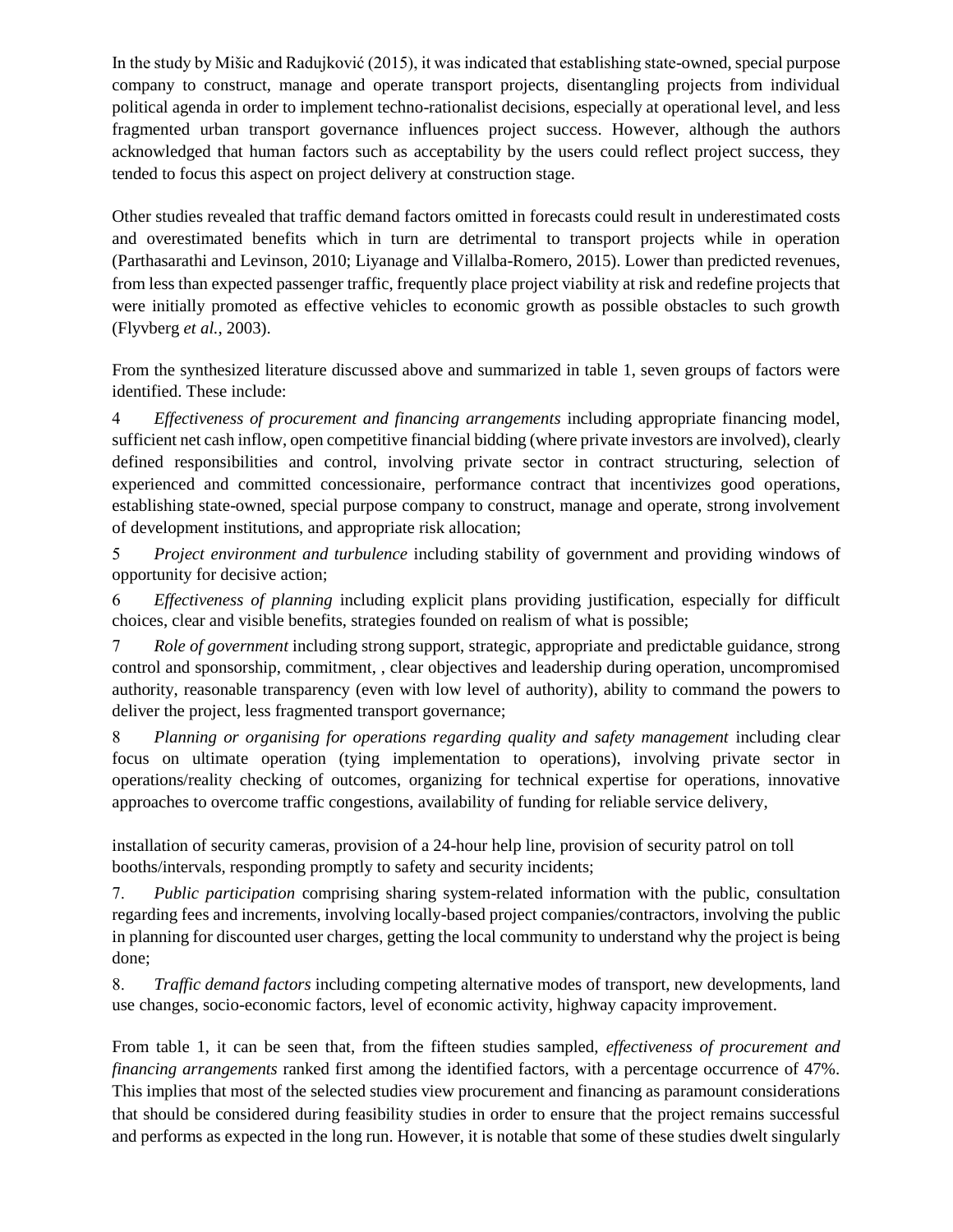In the study by Mišic and Radujković (2015), it was indicated that establishing state-owned, special purpose company to construct, manage and operate transport projects, disentangling projects from individual political agenda in order to implement techno-rationalist decisions, especially at operational level, and less fragmented urban transport governance influences project success. However, although the authors acknowledged that human factors such as acceptability by the users could reflect project success, they tended to focus this aspect on project delivery at construction stage.

Other studies revealed that traffic demand factors omitted in forecasts could result in underestimated costs and overestimated benefits which in turn are detrimental to transport projects while in operation (Parthasarathi and Levinson, 2010; Liyanage and Villalba-Romero, 2015). Lower than predicted revenues, from less than expected passenger traffic, frequently place project viability at risk and redefine projects that were initially promoted as effective vehicles to economic growth as possible obstacles to such growth (Flyvberg *et al.*, 2003).

From the synthesized literature discussed above and summarized in table 1, seven groups of factors were identified. These include:

4 *Effectiveness of procurement and financing arrangements* including appropriate financing model, sufficient net cash inflow, open competitive financial bidding (where private investors are involved), clearly defined responsibilities and control, involving private sector in contract structuring, selection of experienced and committed concessionaire, performance contract that incentivizes good operations, establishing state-owned, special purpose company to construct, manage and operate, strong involvement of development institutions, and appropriate risk allocation;

5 *Project environment and turbulence* including stability of government and providing windows of opportunity for decisive action;

6 *Effectiveness of planning* including explicit plans providing justification, especially for difficult choices, clear and visible benefits, strategies founded on realism of what is possible;

7 *Role of government* including strong support, strategic, appropriate and predictable guidance, strong control and sponsorship, commitment, , clear objectives and leadership during operation, uncompromised authority, reasonable transparency (even with low level of authority), ability to command the powers to deliver the project, less fragmented transport governance;

8 *Planning or organising for operations regarding quality and safety management* including clear focus on ultimate operation (tying implementation to operations), involving private sector in operations/reality checking of outcomes, organizing for technical expertise for operations, innovative approaches to overcome traffic congestions, availability of funding for reliable service delivery, installation of security cameras, provision of a 24-hour help line, provision of security patrol on toll booths/intervals, responding promptly to safety and security incidents;

7. *Public participation* comprising sharing system-related information with the public, consultation regarding fees and increments, involving locally-based project companies/contractors, involving the public in planning for discounted user charges, getting the local community to understand why the project is being done;

8. *Traffic demand factors* including competing alternative modes of transport, new developments, land use changes, socio-economic factors, level of economic activity, highway capacity improvement.

From table 1, it can be seen that, from the fifteen studies sampled, *effectiveness of procurement and financing arrangements* ranked first among the identified factors, with a percentage occurrence of 47%. This implies that most of the selected studies view procurement and financing as paramount considerations that should be considered during feasibility studies in order to ensure that the project remains successful and performs as expected in the long run. However, it is notable that some of these studies dwelt singularly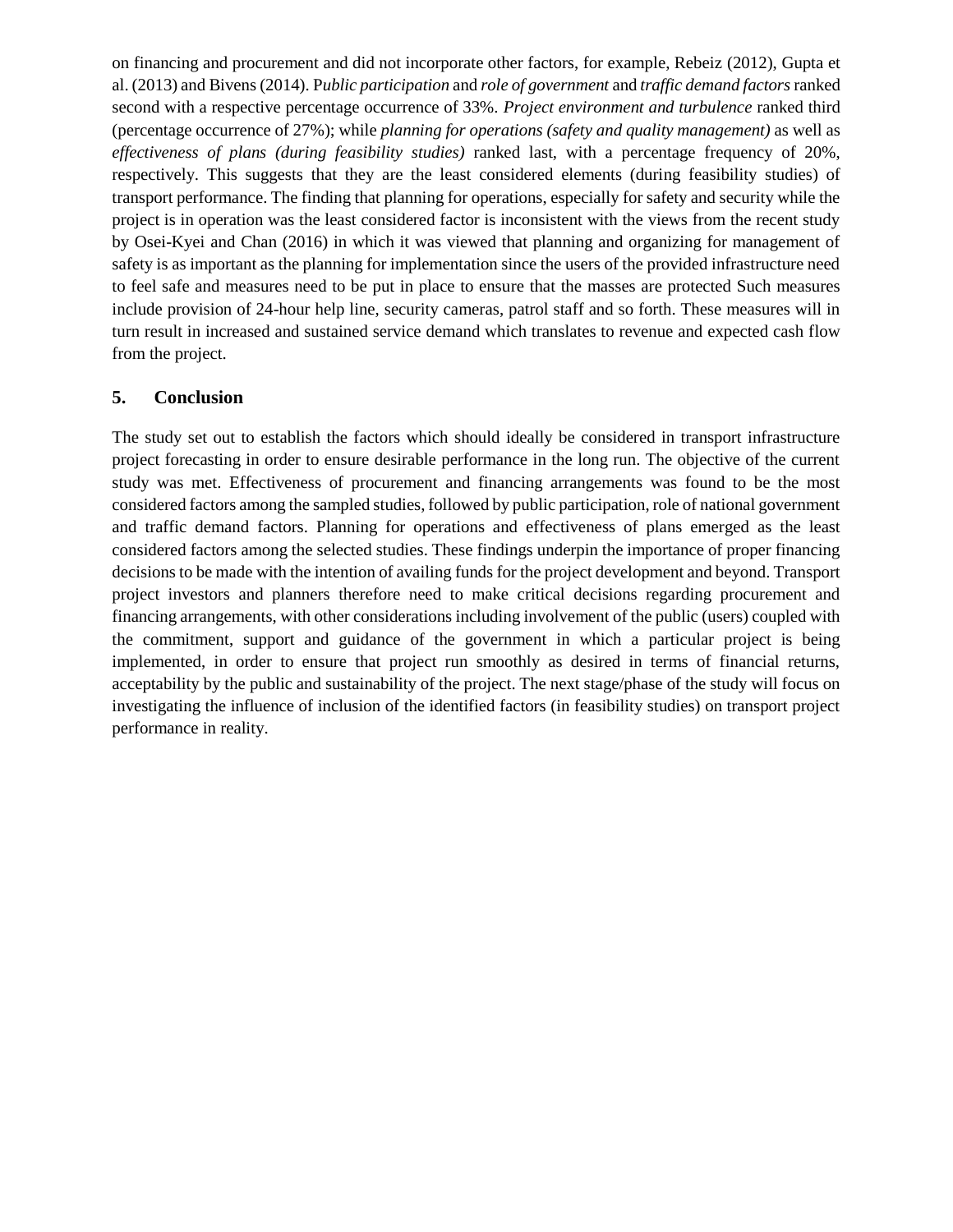on financing and procurement and did not incorporate other factors, for example, Rebeiz (2012), Gupta et al. (2013) and Bivens (2014). P*ublic participation* and *role of government* and *traffic demand factors* ranked second with a respective percentage occurrence of 33%. *Project environment and turbulence* ranked third (percentage occurrence of 27%); while *planning for operations (safety and quality management)* as well as *effectiveness of plans (during feasibility studies)* ranked last, with a percentage frequency of 20%, respectively. This suggests that they are the least considered elements (during feasibility studies) of transport performance. The finding that planning for operations, especially for safety and security while the project is in operation was the least considered factor is inconsistent with the views from the recent study by Osei-Kyei and Chan (2016) in which it was viewed that planning and organizing for management of safety is as important as the planning for implementation since the users of the provided infrastructure need to feel safe and measures need to be put in place to ensure that the masses are protected Such measures include provision of 24-hour help line, security cameras, patrol staff and so forth. These measures will in turn result in increased and sustained service demand which translates to revenue and expected cash flow from the project.

## 5. Conclusion

The study set out to establish the factors which should ideally be considered in transport infrastructure project forecasting in order to ensure desirable performance in the long run. The objective of the current study was met. Effectiveness of procurement and financing arrangements was found to be the most considered factors among the sampled studies, followed by public participation, role of national government and traffic demand factors. Planning for operations and effectiveness of plans emerged as the least considered factors among the selected studies. These findings underpin the importance of proper financing decisions to be made with the intention of availing funds for the project development and beyond. Transport project investors and planners therefore need to make critical decisions regarding procurement and financing arrangements, with other considerations including involvement of the public (users) coupled with the commitment, support and guidance of the government in which a particular project is being implemented, in order to ensure that project run smoothly as desired in terms of financial returns, acceptability by the public and sustainability of the project. The next stage/phase of the study will focus on investigating the influence of inclusion of the identified factors (in feasibility studies) on transport project performance in reality.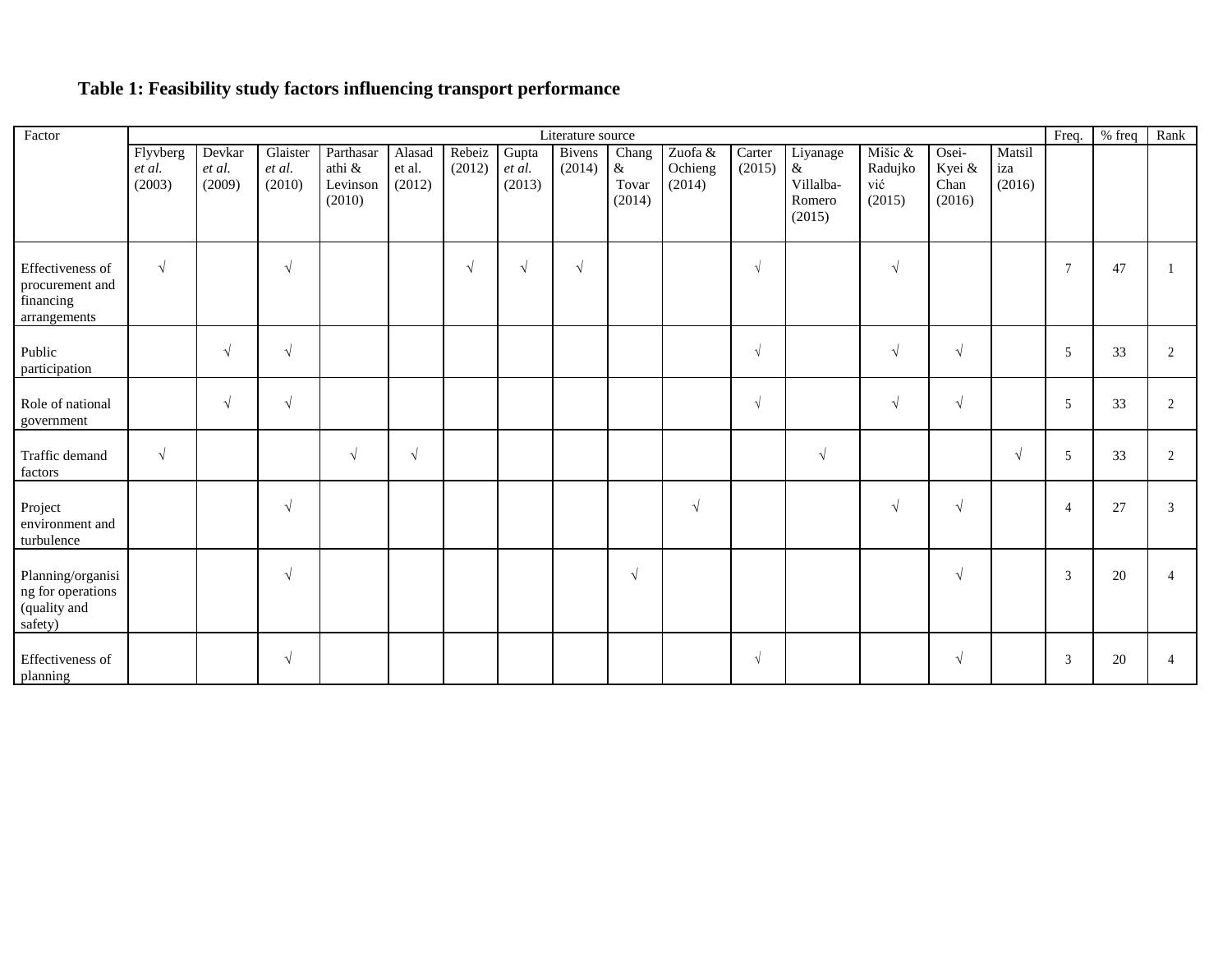**Table 1: Feasibility study factors influencing transport performance**

| Factor | Literature source | | | | | | | | | | | | | | | Freq. | % freq | Rank |
|---|---|---|---|---|---|---|---|---|---|---|---|---|---|---|---|---|---|---|
| | Flyvberg *et al.* (2003) | Devkar *et al.* (2009) | Glaister *et al.* (2010) | Parthasarathi & Levinson (2010) | Alasad et al. (2012) | Rebeiz (2012) | Gupta *et al.* (2013) | Bivens (2014) | Chang & Tovar (2014) | Zuofa & Ochieng (2014) | Carter (2015) | Liyanage & Villalba-Romero (2015) | Mišic & Radujković (2015) | Osei-Kyei & Chan (2016) | Matsiliza (2016) | | | |
| Effectiveness of procurement and financing arrangements | √ | | √ | | | √ | √ | √ | | | √ | | √ | | | 7 | 47 | 1 |
| Public participation | | √ | √ | | | | | | | | √ | | √ | √ | | 5 | 33 | 2 |
| Role of national government | | √ | √ | | | | | | | | √ | | √ | √ | | 5 | 33 | 2 |
| Traffic demand factors | √ | | | √ | √ | | | | | | | √ | | | √ | 5 | 33 | 2 |
| Project environment and turbulence | | | √ | | | | | | | √ | | | √ | √ | | 4 | 27 | 3 |
| Planning/organising for operations (quality and safety) | | | √ | | | | | | √ | | | | | √ | | 3 | 20 | 4 |
| Effectiveness of planning | | | √ | | | | | | | | √ | | | √ | | 3 | 20 | 4 |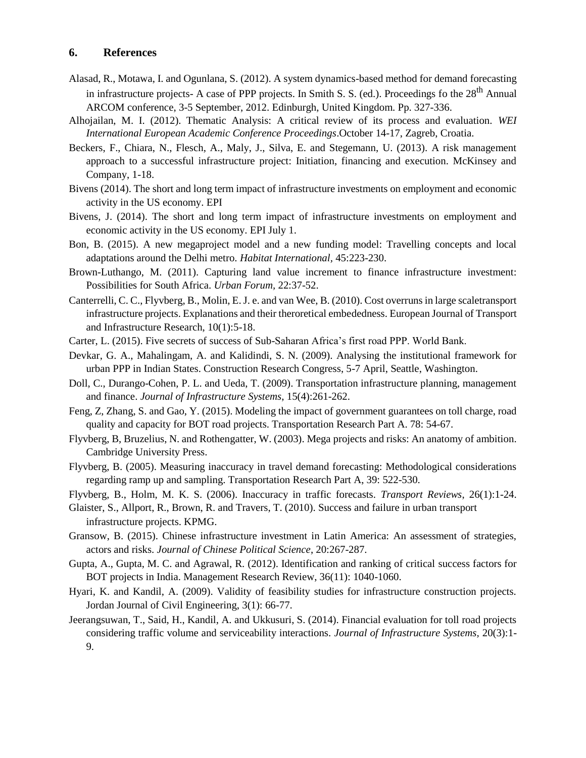## 6. References

Alasad, R., Motawa, I. and Ogunlana, S. (2012). A system dynamics-based method for demand forecasting in infrastructure projects- A case of PPP projects. In Smith S. S. (ed.). Proceedings fo the 28th Annual ARCOM conference, 3-5 September, 2012. Edinburgh, United Kingdom. Pp. 327-336.

Alhojailan, M. I. (2012). Thematic Analysis: A critical review of its process and evaluation. *WEI International European Academic Conference Proceedings*.October 14-17, Zagreb, Croatia.

Beckers, F., Chiara, N., Flesch, A., Maly, J., Silva, E. and Stegemann, U. (2013). A risk management approach to a successful infrastructure project: Initiation, financing and execution. McKinsey and Company, 1-18.

Bivens (2014). The short and long term impact of infrastructure investments on employment and economic activity in the US economy. EPI

Bivens, J. (2014). The short and long term impact of infrastructure investments on employment and economic activity in the US economy. EPI July 1.

Bon, B. (2015). A new megaproject model and a new funding model: Travelling concepts and local adaptations around the Delhi metro. *Habitat International*, 45:223-230.

Brown-Luthango, M. (2011). Capturing land value increment to finance infrastructure investment: Possibilities for South Africa. *Urban Forum*, 22:37-52.

Canterrelli, C. C., Flyvberg, B., Molin, E. J. e. and van Wee, B. (2010). Cost overruns in large scaletransport infrastructure projects. Explanations and their theroretical embededness. European Journal of Transport and Infrastructure Research, 10(1):5-18.

Carter, L. (2015). Five secrets of success of Sub-Saharan Africa's first road PPP. World Bank.

Devkar, G. A., Mahalingam, A. and Kalidindi, S. N. (2009). Analysing the institutional framework for urban PPP in Indian States. Construction Research Congress, 5-7 April, Seattle, Washington.

Doll, C., Durango-Cohen, P. L. and Ueda, T. (2009). Transportation infrastructure planning, management and finance. *Journal of Infrastructure Systems*, 15(4):261-262.

Feng, Z, Zhang, S. and Gao, Y. (2015). Modeling the impact of government guarantees on toll charge, road quality and capacity for BOT road projects. Transportation Research Part A. 78: 54-67.

Flyvberg, B, Bruzelius, N. and Rothengatter, W. (2003). Mega projects and risks: An anatomy of ambition. Cambridge University Press.

Flyvberg, B. (2005). Measuring inaccuracy in travel demand forecasting: Methodological considerations regarding ramp up and sampling. Transportation Research Part A, 39: 522-530.

Flyvberg, B., Holm, M. K. S. (2006). Inaccuracy in traffic forecasts. *Transport Reviews*, 26(1):1-24.

Glaister, S., Allport, R., Brown, R. and Travers, T. (2010). Success and failure in urban transport infrastructure projects. KPMG.

Gransow, B. (2015). Chinese infrastructure investment in Latin America: An assessment of strategies, actors and risks. *Journal of Chinese Political Science*, 20:267-287.

Gupta, A., Gupta, M. C. and Agrawal, R. (2012). Identification and ranking of critical success factors for BOT projects in India. Management Research Review, 36(11): 1040-1060.

Hyari, K. and Kandil, A. (2009). Validity of feasibility studies for infrastructure construction projects. Jordan Journal of Civil Engineering, 3(1): 66-77.

Jeerangsuwan, T., Said, H., Kandil, A. and Ukkusuri, S. (2014). Financial evaluation for toll road projects considering traffic volume and serviceability interactions. *Journal of Infrastructure Systems*, 20(3):1-9.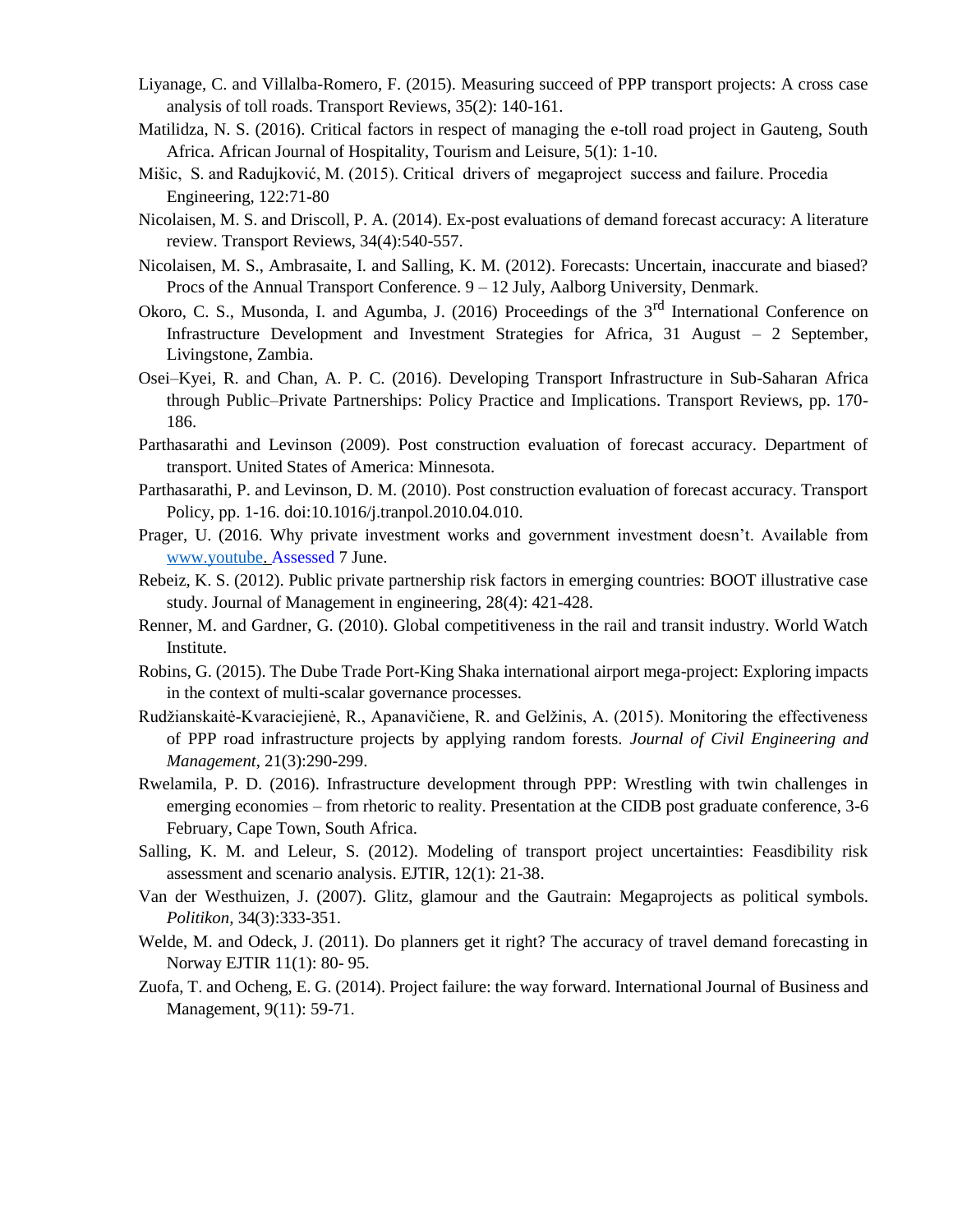Liyanage, C. and Villalba-Romero, F. (2015). Measuring succeed of PPP transport projects: A cross case analysis of toll roads. Transport Reviews, 35(2): 140-161.

Matilidza, N. S. (2016). Critical factors in respect of managing the e-toll road project in Gauteng, South Africa. African Journal of Hospitality, Tourism and Leisure, 5(1): 1-10.

Mišic, S. and Radujković, M. (2015). Critical drivers of megaproject success and failure. Procedia Engineering, 122:71-80

Nicolaisen, M. S. and Driscoll, P. A. (2014). Ex-post evaluations of demand forecast accuracy: A literature review. Transport Reviews, 34(4):540-557.

Nicolaisen, M. S., Ambrasaite, I. and Salling, K. M. (2012). Forecasts: Uncertain, inaccurate and biased? Procs of the Annual Transport Conference. 9 – 12 July, Aalborg University, Denmark.

Okoro, C. S., Musonda, I. and Agumba, J. (2016) Proceedings of the 3rd International Conference on Infrastructure Development and Investment Strategies for Africa, 31 August – 2 September, Livingstone, Zambia.

Osei–Kyei, R. and Chan, A. P. C. (2016). Developing Transport Infrastructure in Sub-Saharan Africa through Public–Private Partnerships: Policy Practice and Implications. Transport Reviews, pp. 170-186.

Parthasarathi and Levinson (2009). Post construction evaluation of forecast accuracy. Department of transport. United States of America: Minnesota.

Parthasarathi, P. and Levinson, D. M. (2010). Post construction evaluation of forecast accuracy. Transport Policy, pp. 1-16. doi:10.1016/j.tranpol.2010.04.010.

Prager, U. (2016. Why private investment works and government investment doesn't. Available from www.youtube. Assessed 7 June.

Rebeiz, K. S. (2012). Public private partnership risk factors in emerging countries: BOOT illustrative case study. Journal of Management in engineering, 28(4): 421-428.

Renner, M. and Gardner, G. (2010). Global competitiveness in the rail and transit industry. World Watch Institute.

Robins, G. (2015). The Dube Trade Port-King Shaka international airport mega-project: Exploring impacts in the context of multi-scalar governance processes.

Rudžianskaitė-Kvaraciejienė, R., Apanavičiene, R. and Gelžinis, A. (2015). Monitoring the effectiveness of PPP road infrastructure projects by applying random forests. *Journal of Civil Engineering and Management*, 21(3):290-299.

Rwelamila, P. D. (2016). Infrastructure development through PPP: Wrestling with twin challenges in emerging economies – from rhetoric to reality. Presentation at the CIDB post graduate conference, 3-6 February, Cape Town, South Africa.

Salling, K. M. and Leleur, S. (2012). Modeling of transport project uncertainties: Feasdibility risk assessment and scenario analysis. EJTIR, 12(1): 21-38.

Van der Westhuizen, J. (2007). Glitz, glamour and the Gautrain: Megaprojects as political symbols. *Politikon,* 34(3):333-351.

Welde, M. and Odeck, J. (2011). Do planners get it right? The accuracy of travel demand forecasting in Norway EJTIR 11(1): 80- 95.

Zuofa, T. and Ocheng, E. G. (2014). Project failure: the way forward. International Journal of Business and Management, 9(11): 59-71.